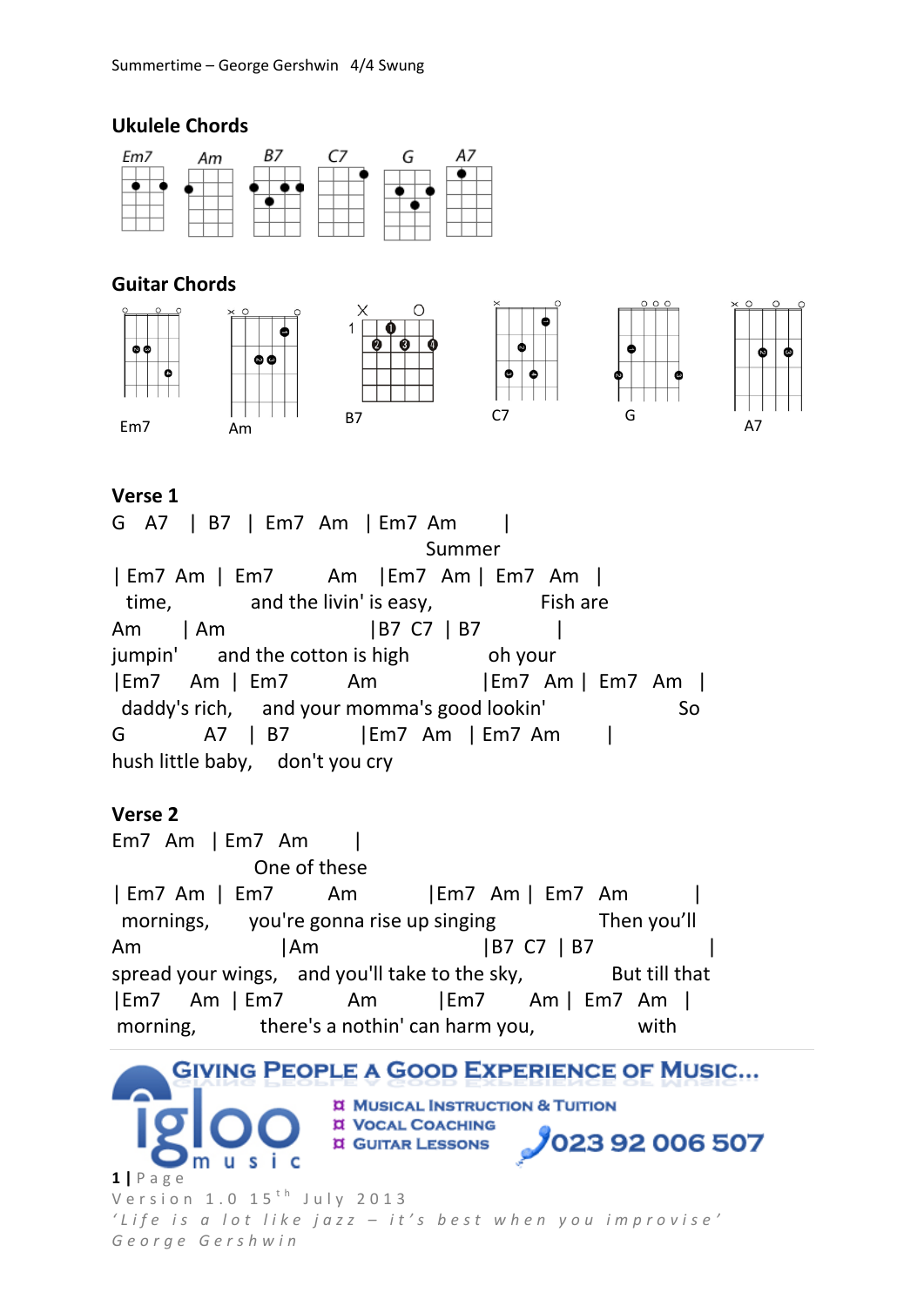Summertime – George Gershwin   4/4 Swung

## Ukulele Chords

Em7   Am   B7   C7   G   A7

## Guitar Chords

Em7   Am   B7   C7   G   A7

## Verse 1

```
G   A7   | B7   | Em7  Am   | Em7 Am       |
                                Summer
| Em7  Am  |  Em7        Am    |Em7  Am |  Em7   Am   |
  time,          and the livin' is easy,               Fish are
Am       | Am                      |B7  C7  | B7           |
jumpin'      and the cotton is high            oh your
|Em7     Am  |  Em7           Am             |Em7   Am |  Em7   Am  |
 daddy's rich,     and your momma's good lookin'                   So
G               A7    |  B7            |Em7   Am   | Em7  Am       |
hush little baby,     don't you cry
```

## Verse 2

```
Em7   Am   | Em7   Am       |
                  One of these
| Em7  Am  |  Em7        Am          |Em7   Am |  Em7   Am          |
 mornings,      you're gonna rise up singing              Then you'll
Am                    |Am                      |B7  C7  | B7               |
spread your wings,   and you'll take to the sky,              But till that
|Em7     Am  | Em7          Am       |Em7       Am |  Em7   Am  |
 morning,          there's a nothin' can harm you,              with
```

GIVING PEOPLE A GOOD EXPERIENCE OF MUSIC...

igloo music

- MUSICAL INSTRUCTION & TUITION
- VOCAL COACHING
- GUITAR LESSONS

023 92 006 507

Version 1.0 15th July 2013

*'Life is a lot like jazz – it's best when you improvise'*
George Gershwin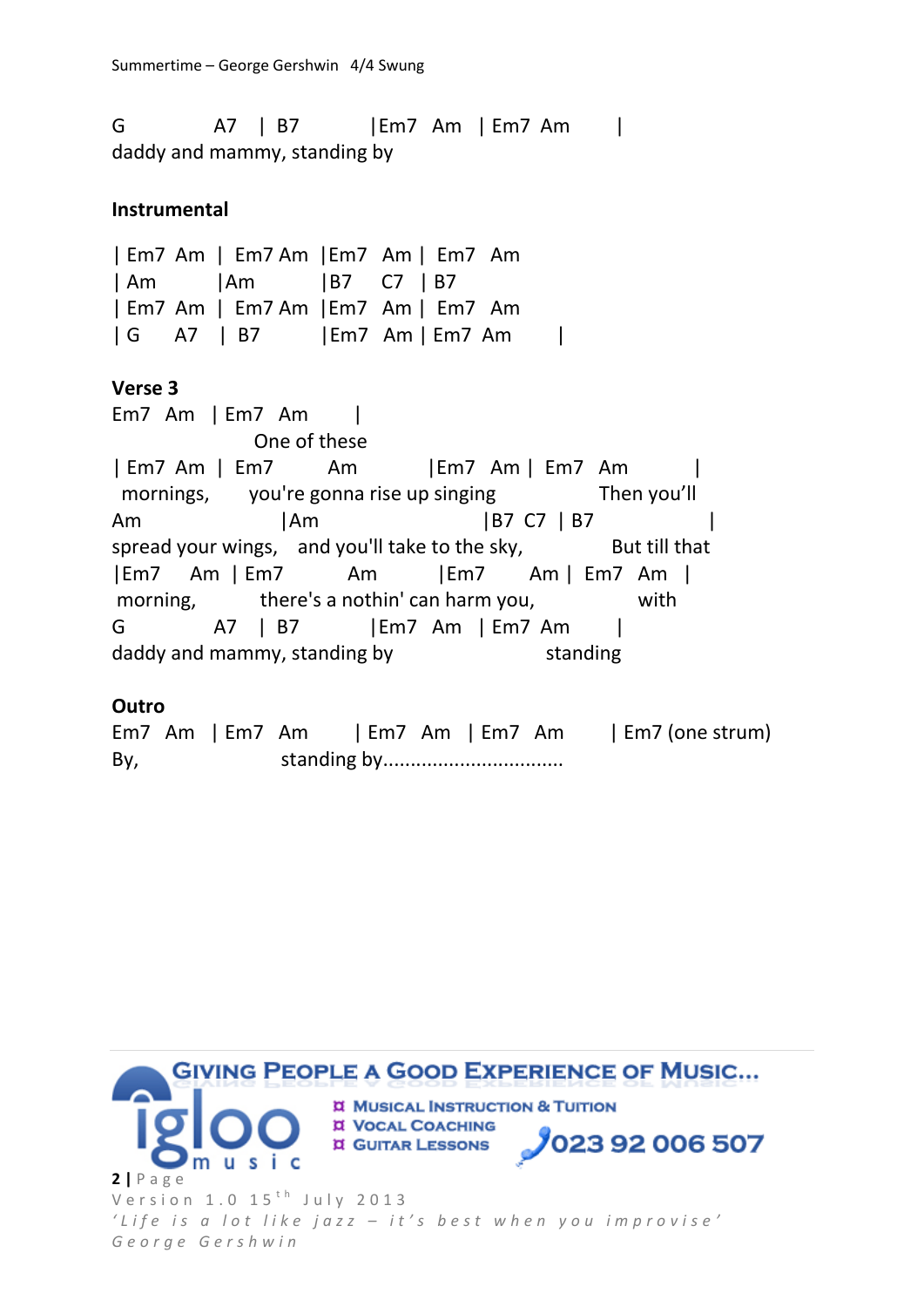```
G            A7    | B7           |Em7   Am   | Em7  Am       |
daddy and mammy, standing by
```

### Instrumental

```
| Em7  Am  |  Em7 Am  |Em7   Am |  Em7   Am
| Am         |Am          |B7     C7   | B7
| Em7  Am  |  Em7 Am  |Em7   Am |  Em7   Am
| G      A7    |  B7          |Em7   Am | Em7  Am       |
```

### Verse 3

```
Em7   Am   | Em7   Am         |
                   One of these
| Em7  Am  |  Em7        Am          |Em7   Am |  Em7   Am          |
 mornings,      you're gonna rise up singing              Then you'll
Am                         |Am                          |B7  C7   | B7                  |
spread your wings,    and you'll take to the sky,              But till that
|Em7     Am  | Em7          Am          |Em7        Am |  Em7   Am   |
 morning,           there's a nothin' can harm you,               with
G            A7    | B7           |Em7   Am   | Em7  Am       |
daddy and mammy, standing by                 standing
```

### Outro

```
Em7   Am   | Em7   Am       | Em7   Am   | Em7   Am       | Em7 (one strum)
By,                   standing by................................
```

GIVING PEOPLE A GOOD EXPERIENCE OF MUSIC...

igloo music

- MUSICAL INSTRUCTION & TUITION
- VOCAL COACHING
- GUITAR LESSONS

023 92 006 507

Version 1.0 15th July 2013

*'Life is a lot like jazz – it's best when you improvise'*
*George Gershwin*